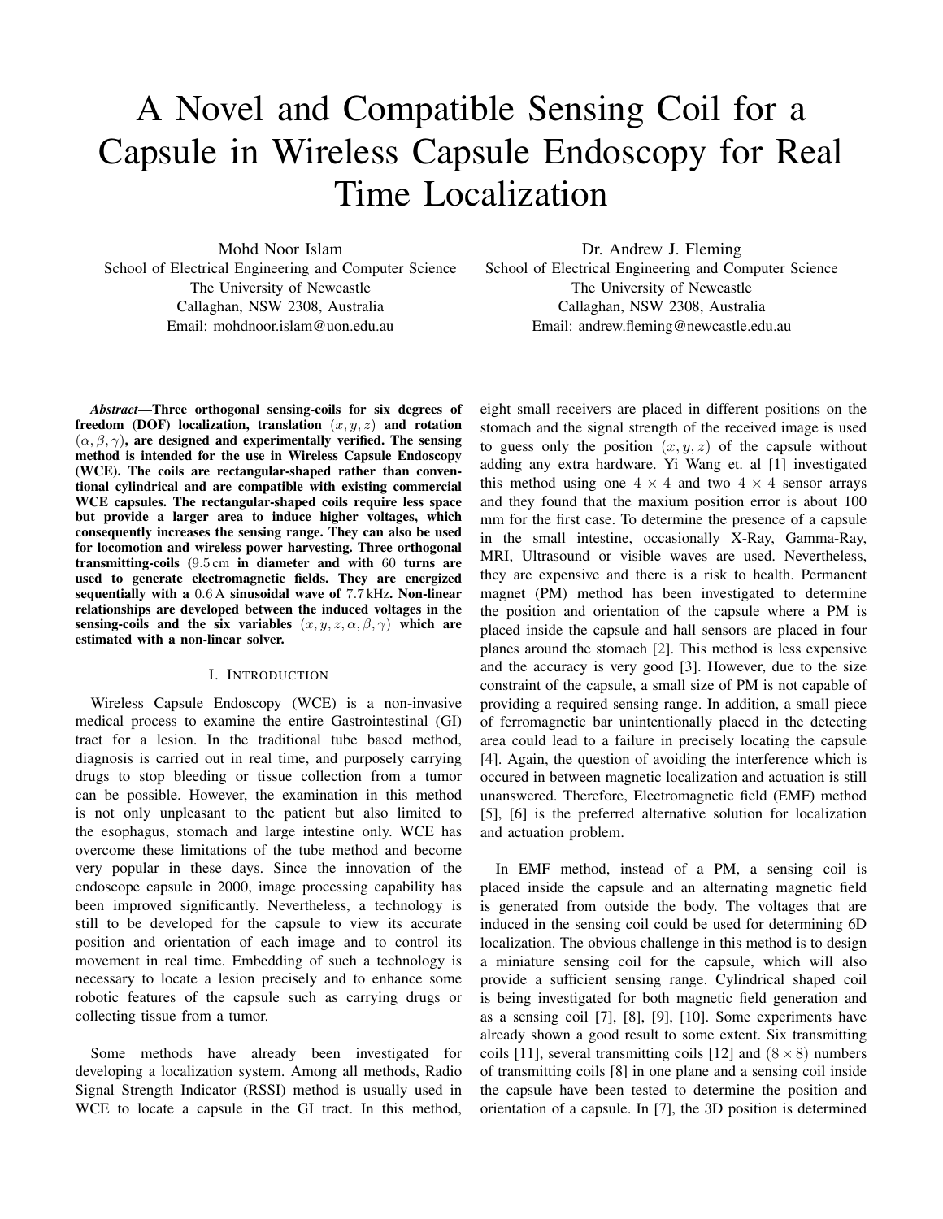# A Novel and Compatible Sensing Coil for a Capsule in Wireless Capsule Endoscopy for Real Time Localization

Mohd Noor Islam
School of Electrical Engineering and Computer Science
The University of Newcastle
Callaghan, NSW 2308, Australia
Email: mohdnoor.islam@uon.edu.au

Dr. Andrew J. Fleming
School of Electrical Engineering and Computer Science
The University of Newcastle
Callaghan, NSW 2308, Australia
Email: andrew.fleming@newcastle.edu.au

***Abstract*—Three orthogonal sensing-coils for six degrees of freedom (DOF) localization, translation $(x, y, z)$ and rotation $(\alpha, \beta, \gamma)$, are designed and experimentally verified. The sensing method is intended for the use in Wireless Capsule Endoscopy (WCE). The coils are rectangular-shaped rather than conventional cylindrical and are compatible with existing commercial WCE capsules. The rectangular-shaped coils require less space but provide a larger area to induce higher voltages, which consequently increases the sensing range. They can also be used for locomotion and wireless power harvesting. Three orthogonal transmitting-coils ($9.5\,\text{cm}$ in diameter and with $60$ turns are used to generate electromagnetic fields. They are energized sequentially with a $0.6\,\text{A}$ sinusoidal wave of $7.7\,\text{kHz}$. Non-linear relationships are developed between the induced voltages in the sensing-coils and the six variables $(x, y, z, \alpha, \beta, \gamma)$ which are estimated with a non-linear solver.**

## I. Introduction

Wireless Capsule Endoscopy (WCE) is a non-invasive medical process to examine the entire Gastrointestinal (GI) tract for a lesion. In the traditional tube based method, diagnosis is carried out in real time, and purposely carrying drugs to stop bleeding or tissue collection from a tumor can be possible. However, the examination in this method is not only unpleasant to the patient but also limited to the esophagus, stomach and large intestine only. WCE has overcome these limitations of the tube method and become very popular in these days. Since the innovation of the endoscope capsule in 2000, image processing capability has been improved significantly. Nevertheless, a technology is still to be developed for the capsule to view its accurate position and orientation of each image and to control its movement in real time. Embedding of such a technology is necessary to locate a lesion precisely and to enhance some robotic features of the capsule such as carrying drugs or collecting tissue from a tumor.

Some methods have already been investigated for developing a localization system. Among all methods, Radio Signal Strength Indicator (RSSI) method is usually used in WCE to locate a capsule in the GI tract. In this method, eight small receivers are placed in different positions on the stomach and the signal strength of the received image is used to guess only the position $(x, y, z)$ of the capsule without adding any extra hardware. Yi Wang et. al [1] investigated this method using one $4 \times 4$ and two $4 \times 4$ sensor arrays and they found that the maxium position error is about 100 mm for the first case. To determine the presence of a capsule in the small intestine, occasionally X-Ray, Gamma-Ray, MRI, Ultrasound or visible waves are used. Nevertheless, they are expensive and there is a risk to health. Permanent magnet (PM) method has been investigated to determine the position and orientation of the capsule where a PM is placed inside the capsule and hall sensors are placed in four planes around the stomach [2]. This method is less expensive and the accuracy is very good [3]. However, due to the size constraint of the capsule, a small size of PM is not capable of providing a required sensing range. In addition, a small piece of ferromagnetic bar unintentionally placed in the detecting area could lead to a failure in precisely locating the capsule [4]. Again, the question of avoiding the interference which is occured in between magnetic localization and actuation is still unanswered. Therefore, Electromagnetic field (EMF) method [5], [6] is the preferred alternative solution for localization and actuation problem.

In EMF method, instead of a PM, a sensing coil is placed inside the capsule and an alternating magnetic field is generated from outside the body. The voltages that are induced in the sensing coil could be used for determining 6D localization. The obvious challenge in this method is to design a miniature sensing coil for the capsule, which will also provide a sufficient sensing range. Cylindrical shaped coil is being investigated for both magnetic field generation and as a sensing coil [7], [8], [9], [10]. Some experiments have already shown a good result to some extent. Six transmitting coils [11], several transmitting coils [12] and $(8 \times 8)$ numbers of transmitting coils [8] in one plane and a sensing coil inside the capsule have been tested to determine the position and orientation of a capsule. In [7], the 3D position is determined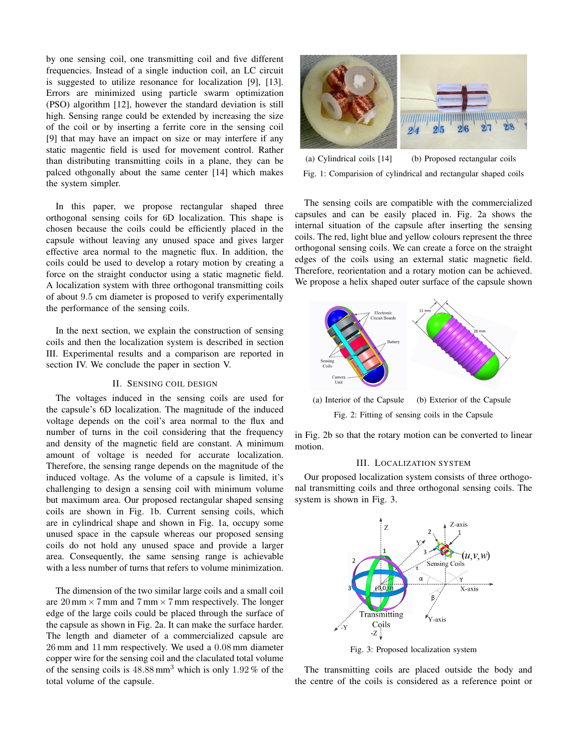by one sensing coil, one transmitting coil and five different frequencies. Instead of a single induction coil, an LC circuit is suggested to utilize resonance for localization [9], [13]. Errors are minimized using particle swarm optimization (PSO) algorithm [12], however the standard deviation is still high. Sensing range could be extended by increasing the size of the coil or by inserting a ferrite core in the sensing coil [9] that may have an impact on size or may interfere if any static magentic field is used for movement control. Rather than distributing transmitting coils in a plane, they can be palced othgonally about the same center [14] which makes the system simpler.

In this paper, we propose rectangular shaped three orthogonal sensing coils for 6D localization. This shape is chosen because the coils could be efficiently placed in the capsule without leaving any unused space and gives larger effective area normal to the magnetic flux. In addition, the coils could be used to develop a rotary motion by creating a force on the straight conductor using a static magnetic field. A localization system with three orthogonal transmitting coils of about 9.5 cm diameter is proposed to verify experimentally the performance of the sensing coils.

In the next section, we explain the construction of sensing coils and then the localization system is described in section III. Experimental results and a comparison are reported in section IV. We conclude the paper in section V.

## II. Sensing Coil Design

The voltages induced in the sensing coils are used for the capsule's 6D localization. The magnitude of the induced voltage depends on the coil's area normal to the flux and number of turns in the coil considering that the frequency and density of the magnetic field are constant. A minimum amount of voltage is needed for accurate localization. Therefore, the sensing range depends on the magnitude of the induced voltage. As the volume of a capsule is limited, it's challenging to design a sensing coil with minimum volume but maximum area. Our proposed rectangular shaped sensing coils are shown in Fig. 1b. Current sensing coils, which are in cylindrical shape and shown in Fig. 1a, occupy some unused space in the capsule whereas our proposed sensing coils do not hold any unused space and provide a larger area. Consequently, the same sensing range is achievable with a less number of turns that refers to volume minimization.

The dimension of the two similar large coils and a small coil are $20\,\text{mm} \times 7\,\text{mm}$ and $7\,\text{mm} \times 7\,\text{mm}$ respectively. The longer edge of the large coils could be placed through the surface of the capsule as shown in Fig. 2a. It can make the surface harder. The length and diameter of a commercialized capsule are 26 mm and 11 mm respectively. We used a 0.08 mm diameter copper wire for the sensing coil and the claculated total volume of the sensing coils is $48.88\,\text{mm}^3$ which is only 1.92 % of the total volume of the capsule.

(a) Cylindrical coils [14] (b) Proposed rectangular coils

Fig. 1: Comparision of cylindrical and rectangular shaped coils

The sensing coils are compatible with the commercialized capsules and can be easily placed in. Fig. 2a shows the internal situation of the capsule after inserting the sensing coils. The red, light blue and yellow colours represent the three orthogonal sensing coils. We can create a force on the straight edges of the coils using an external static magnetic field. Therefore, reorientation and a rotary motion can be achieved. We propose a helix shaped outer surface of the capsule shown in Fig. 2b so that the rotary motion can be converted to linear motion.

(a) Interior of the Capsule (b) Exterior of the Capsule

Fig. 2: Fitting of sensing coils in the Capsule

## III. Localization System

Our proposed localization system consists of three orthogonal transmitting coils and three orthogonal sensing coils. The system is shown in Fig. 3.

Fig. 3: Proposed localization system

The transmitting coils are placed outside the body and the centre of the coils is considered as a reference point or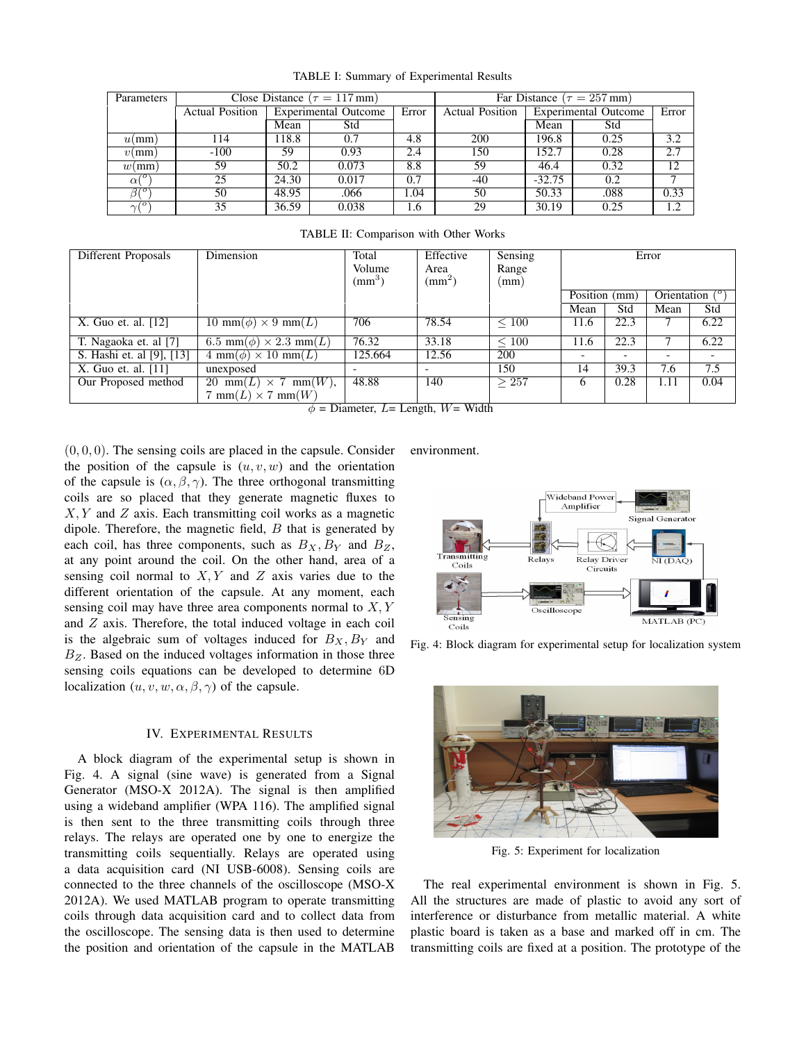TABLE I: Summary of Experimental Results

| Parameters | Close Distance ($\tau = 117$ mm) | | | | Far Distance ($\tau = 257$ mm) | | | |
|---|---|---|---|---|---|---|---|---|
| | Actual Position | Experimental Outcome | | Error | Actual Position | Experimental Outcome | | Error |
| | | Mean | Std | | | Mean | Std | |
| $u$(mm) | 114 | 118.8 | 0.7 | 4.8 | 200 | 196.8 | 0.25 | 3.2 |
| $v$(mm) | -100 | 59 | 0.93 | 2.4 | 150 | 152.7 | 0.28 | 2.7 |
| $w$(mm) | 59 | 50.2 | 0.073 | 8.8 | 59 | 46.4 | 0.32 | 12 |
| $\alpha(^o)$ | 25 | 24.30 | 0.017 | 0.7 | -40 | -32.75 | 0.2 | 7 |
| $\beta(^o)$ | 50 | 48.95 | .066 | 1.04 | 50 | 50.33 | .088 | 0.33 |
| $\gamma(^o)$ | 35 | 36.59 | 0.038 | 1.6 | 29 | 30.19 | 0.25 | 1.2 |

TABLE II: Comparison with Other Works

| Different Proposals | Dimension | Total Volume (mm$^3$) | Effective Area (mm$^2$) | Sensing Range (mm) | Error | | | |
|---|---|---|---|---|---|---|---|---|
| | | | | | Position (mm) | | Orientation ($^o$) | |
| | | | | | Mean | Std | Mean | Std |
| X. Guo et. al. [12] | 10 mm($\phi$) $\times$ 9 mm($L$) | 706 | 78.54 | $\leq 100$ | 11.6 | 22.3 | 7 | 6.22 |
| T. Nagaoka et. al [7] | 6.5 mm($\phi$) $\times$ 2.3 mm($L$) | 76.32 | 33.18 | $\leq 100$ | 11.6 | 22.3 | 7 | 6.22 |
| S. Hashi et. al [9], [13] | 4 mm($\phi$) $\times$ 10 mm($L$) | 125.664 | 12.56 | 200 | - | - | - | - |
| X. Guo et. al. [11] | unexposed | - | - | 150 | 14 | 39.3 | 7.6 | 7.5 |
| Our Proposed method | 20 mm($L$) $\times$ 7 mm($W$), 7 mm($L$) $\times$ 7 mm($W$) | 48.88 | 140 | $\geq 257$ | 6 | 0.28 | 1.11 | 0.04 |

$\phi$ = Diameter, $L$= Length, $W$= Width

$(0, 0, 0)$. The sensing coils are placed in the capsule. Consider the position of the capsule is $(u, v, w)$ and the orientation of the capsule is $(\alpha, \beta, \gamma)$. The three orthogonal transmitting coils are so placed that they generate magnetic fluxes to $X, Y$ and $Z$ axis. Each transmitting coil works as a magnetic dipole. Therefore, the magnetic field, $B$ that is generated by each coil, has three components, such as $B_X, B_Y$ and $B_Z$, at any point around the coil. On the other hand, area of a sensing coil normal to $X, Y$ and $Z$ axis varies due to the different orientation of the capsule. At any moment, each sensing coil may have three area components normal to $X, Y$ and $Z$ axis. Therefore, the total induced voltage in each coil is the algebraic sum of voltages induced for $B_X, B_Y$ and $B_Z$. Based on the induced voltages information in those three sensing coils equations can be developed to determine 6D localization $(u, v, w, \alpha, \beta, \gamma)$ of the capsule.

## IV. Experimental Results

A block diagram of the experimental setup is shown in Fig. 4. A signal (sine wave) is generated from a Signal Generator (MSO-X 2012A). The signal is then amplified using a wideband amplifier (WPA 116). The amplified signal is then sent to the three transmitting coils through three relays. The relays are operated one by one to energize the transmitting coils sequentially. Relays are operated using a data acquisition card (NI USB-6008). Sensing coils are connected to the three channels of the oscilloscope (MSO-X 2012A). We used MATLAB program to operate transmitting coils through data acquisition card and to collect data from the oscilloscope. The sensing data is then used to determine the position and orientation of the capsule in the MATLAB environment.

Fig. 4: Block diagram for experimental setup for localization system

Fig. 5: Experiment for localization

The real experimental environment is shown in Fig. 5. All the structures are made of plastic to avoid any sort of interference or disturbance from metallic material. A white plastic board is taken as a base and marked off in cm. The transmitting coils are fixed at a position. The prototype of the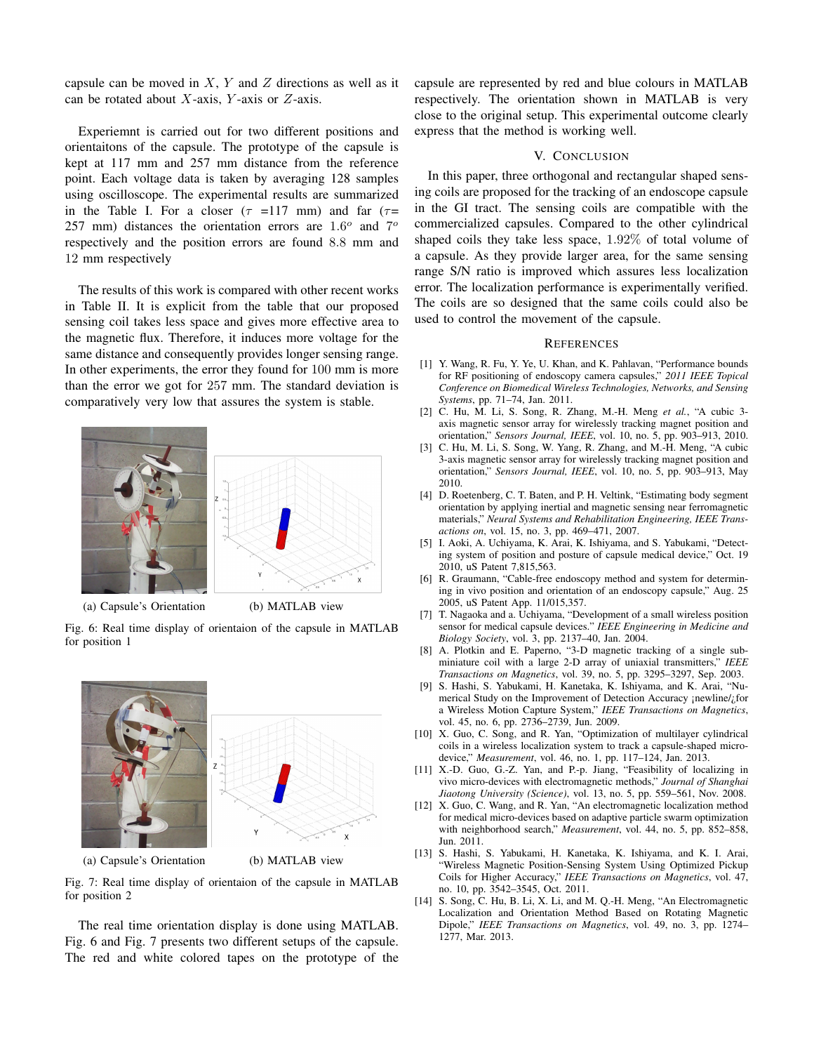capsule can be moved in $X$, $Y$ and $Z$ directions as well as it can be rotated about $X$-axis, $Y$-axis or $Z$-axis.

Experiemnt is carried out for two different positions and orientaitons of the capsule. The prototype of the capsule is kept at 117 mm and 257 mm distance from the reference point. Each voltage data is taken by averaging 128 samples using oscilloscope. The experimental results are summarized in the Table I. For a closer ($\tau$ =117 mm) and far ($\tau$= 257 mm) distances the orientation errors are $1.6^o$ and $7^o$ respectively and the position errors are found 8.8 mm and 12 mm respectively

The results of this work is compared with other recent works in Table II. It is explicit from the table that our proposed sensing coil takes less space and gives more effective area to the magnetic flux. Therefore, it induces more voltage for the same distance and consequently provides longer sensing range. In other experiments, the error they found for 100 mm is more than the error we got for 257 mm. The standard deviation is comparatively very low that assures the system is stable.

(a) Capsule's Orientation

(b) MATLAB view

Fig. 6: Real time display of orientaion of the capsule in MATLAB for position 1

(a) Capsule's Orientation

(b) MATLAB view

Fig. 7: Real time display of orientaion of the capsule in MATLAB for position 2

The real time orientation display is done using MATLAB. Fig. 6 and Fig. 7 presents two different setups of the capsule. The red and white colored tapes on the prototype of the capsule are represented by red and blue colours in MATLAB respectively. The orientation shown in MATLAB is very close to the original setup. This experimental outcome clearly express that the method is working well.

## V. Conclusion

In this paper, three orthogonal and rectangular shaped sensing coils are proposed for the tracking of an endoscope capsule in the GI tract. The sensing coils are compatible with the commercialized capsules. Compared to the other cylindrical shaped coils they take less space, 1.92% of total volume of a capsule. As they provide larger area, for the same sensing range S/N ratio is improved which assures less localization error. The localization performance is experimentally verified. The coils are so designed that the same coils could also be used to control the movement of the capsule.

## References

[1] Y. Wang, R. Fu, Y. Ye, U. Khan, and K. Pahlavan, "Performance bounds for RF positioning of endoscopy camera capsules," *2011 IEEE Topical Conference on Biomedical Wireless Technologies, Networks, and Sensing Systems*, pp. 71–74, Jan. 2011.

[2] C. Hu, M. Li, S. Song, R. Zhang, M.-H. Meng *et al.*, "A cubic 3-axis magnetic sensor array for wirelessly tracking magnet position and orientation," *Sensors Journal, IEEE*, vol. 10, no. 5, pp. 903–913, 2010.

[3] C. Hu, M. Li, S. Song, W. Yang, R. Zhang, and M.-H. Meng, "A cubic 3-axis magnetic sensor array for wirelessly tracking magnet position and orientation," *Sensors Journal, IEEE*, vol. 10, no. 5, pp. 903–913, May 2010.

[4] D. Roetenberg, C. T. Baten, and P. H. Veltink, "Estimating body segment orientation by applying inertial and magnetic sensing near ferromagnetic materials," *Neural Systems and Rehabilitation Engineering, IEEE Transactions on*, vol. 15, no. 3, pp. 469–471, 2007.

[5] I. Aoki, A. Uchiyama, K. Arai, K. Ishiyama, and S. Yabukami, "Detecting system of position and posture of capsule medical device," Oct. 19 2010, uS Patent 7,815,563.

[6] R. Graumann, "Cable-free endoscopy method and system for determining in vivo position and orientation of an endoscopy capsule," Aug. 25 2005, uS Patent App. 11/015,357.

[7] T. Nagaoka and a. Uchiyama, "Development of a small wireless position sensor for medical capsule devices." *IEEE Engineering in Medicine and Biology Society*, vol. 3, pp. 2137–40, Jan. 2004.

[8] A. Plotkin and E. Paperno, "3-D magnetic tracking of a single subminiature coil with a large 2-D array of uniaxial transmitters," *IEEE Transactions on Magnetics*, vol. 39, no. 5, pp. 3295–3297, Sep. 2003.

[9] S. Hashi, S. Yabukami, H. Kanetaka, K. Ishiyama, and K. Arai, "Numerical Study on the Improvement of Detection Accuracy ¡newline/¿for a Wireless Motion Capture System," *IEEE Transactions on Magnetics*, vol. 45, no. 6, pp. 2736–2739, Jun. 2009.

[10] X. Guo, C. Song, and R. Yan, "Optimization of multilayer cylindrical coils in a wireless localization system to track a capsule-shaped micro-device," *Measurement*, vol. 46, no. 1, pp. 117–124, Jan. 2013.

[11] X.-D. Guo, G.-Z. Yan, and P.-p. Jiang, "Feasibility of localizing in vivo micro-devices with electromagnetic methods," *Journal of Shanghai Jiaotong University (Science)*, vol. 13, no. 5, pp. 559–561, Nov. 2008.

[12] X. Guo, C. Wang, and R. Yan, "An electromagnetic localization method for medical micro-devices based on adaptive particle swarm optimization with neighborhood search," *Measurement*, vol. 44, no. 5, pp. 852–858, Jun. 2011.

[13] S. Hashi, S. Yabukami, H. Kanetaka, K. Ishiyama, and K. I. Arai, "Wireless Magnetic Position-Sensing System Using Optimized Pickup Coils for Higher Accuracy," *IEEE Transactions on Magnetics*, vol. 47, no. 10, pp. 3542–3545, Oct. 2011.

[14] S. Song, C. Hu, B. Li, X. Li, and M. Q.-H. Meng, "An Electromagnetic Localization and Orientation Method Based on Rotating Magnetic Dipole," *IEEE Transactions on Magnetics*, vol. 49, no. 3, pp. 1274–1277, Mar. 2013.